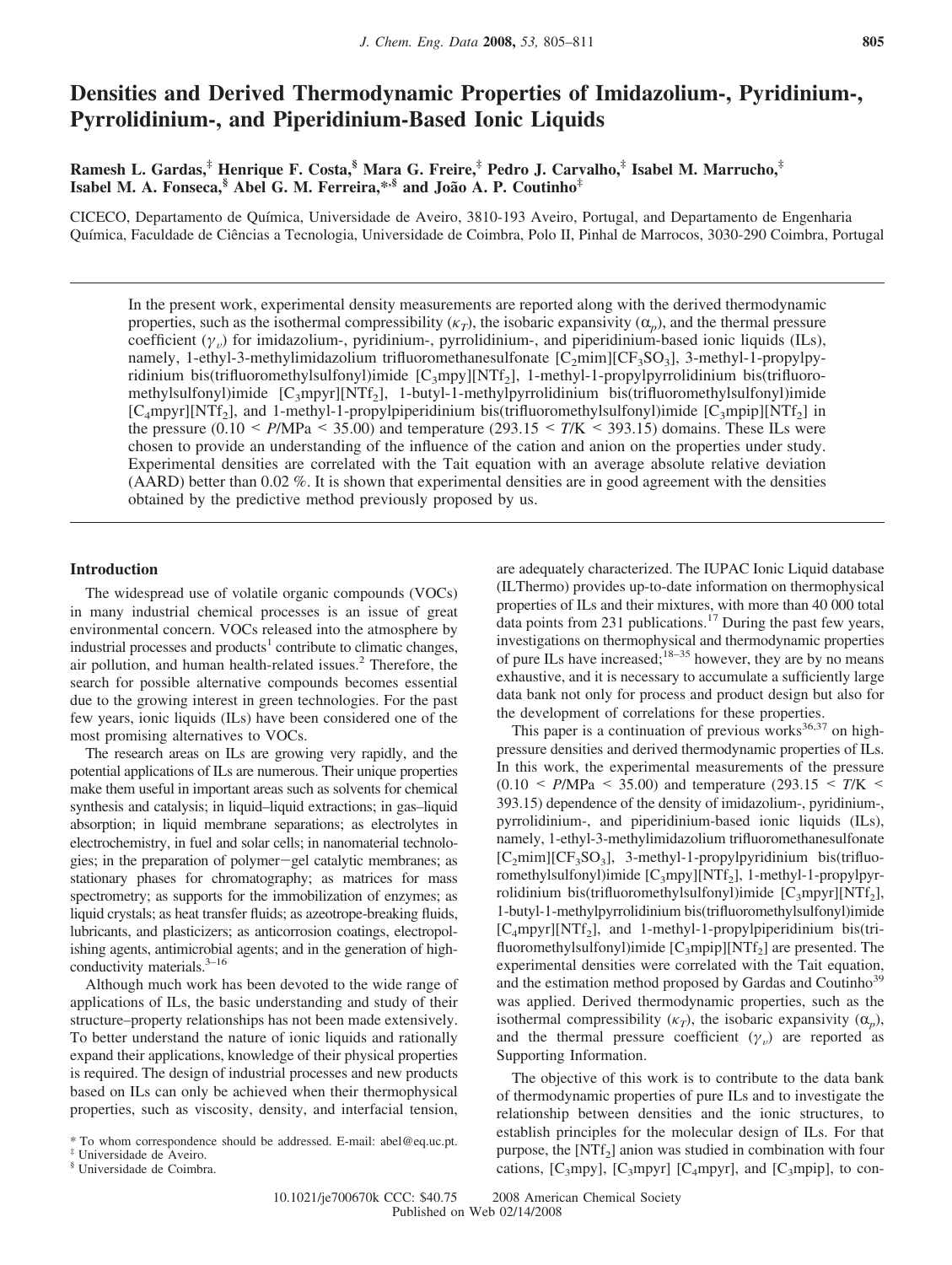# Densities and Derived Thermodynamic Properties of Imidazolium-, Pyridinium-, Pyrrolidinium-, and Piperidinium-Based Ionic Liquids

**Ramesh L. Gardas,[‡] Henrique F. Costa,[§] Mara G. Freire,[‡] Pedro J. Carvalho,[‡] Isabel M. Marrucho,[‡] Isabel M. A. Fonseca,[§] Abel G. M. Ferreira,*[,§] and João A. P. Coutinho[‡]**

CICECO, Departamento de Química, Universidade de Aveiro, 3810-193 Aveiro, Portugal, and Departamento de Engenharia Química, Faculdade de Ciências a Tecnologia, Universidade de Coimbra, Polo II, Pinhal de Marrocos, 3030-290 Coimbra, Portugal

In the present work, experimental density measurements are reported along with the derived thermodynamic properties, such as the isothermal compressibility ($\kappa_T$), the isobaric expansivity ($\alpha_p$), and the thermal pressure coefficient ($\gamma_v$) for imidazolium-, pyridinium-, pyrrolidinium-, and piperidinium-based ionic liquids (ILs), namely, 1-ethyl-3-methylimidazolium trifluoromethanesulfonate [$C_2$mim][$CF_3SO_3$], 3-methyl-1-propylpyridinium bis(trifluoromethylsulfonyl)imide [$C_3$mpy][$NTf_2$], 1-methyl-1-propylpyrrolidinium bis(trifluoromethylsulfonyl)imide [$C_3$mpyr][$NTf_2$], 1-butyl-1-methylpyrrolidinium bis(trifluoromethylsulfonyl)imide [$C_4$mpyr][$NTf_2$], and 1-methyl-1-propylpiperidinium bis(trifluoromethylsulfonyl)imide [$C_3$mpip][$NTf_2$] in the pressure ($0.10 < P$/MPa $< 35.00$) and temperature ($293.15 < T$/K $< 393.15$) domains. These ILs were chosen to provide an understanding of the influence of the cation and anion on the properties under study. Experimental densities are correlated with the Tait equation with an average absolute relative deviation (AARD) better than 0.02 %. It is shown that experimental densities are in good agreement with the densities obtained by the predictive method previously proposed by us.

## Introduction

The widespread use of volatile organic compounds (VOCs) in many industrial chemical processes is an issue of great environmental concern. VOCs released into the atmosphere by industrial processes and products[1] contribute to climatic changes, air pollution, and human health-related issues.[2] Therefore, the search for possible alternative compounds becomes essential due to the growing interest in green technologies. For the past few years, ionic liquids (ILs) have been considered one of the most promising alternatives to VOCs.

The research areas on ILs are growing very rapidly, and the potential applications of ILs are numerous. Their unique properties make them useful in important areas such as solvents for chemical synthesis and catalysis; in liquid–liquid extractions; in gas–liquid absorption; in liquid membrane separations; as electrolytes in electrochemistry, in fuel and solar cells; in nanomaterial technologies; in the preparation of polymer−gel catalytic membranes; as stationary phases for chromatography; as matrices for mass spectrometry; as supports for the immobilization of enzymes; as liquid crystals; as heat transfer fluids; as azeotrope-breaking fluids, lubricants, and plasticizers; as anticorrosion coatings, electropolishing agents, antimicrobial agents; and in the generation of high-conductivity materials.[3–16]

Although much work has been devoted to the wide range of applications of ILs, the basic understanding and study of their structure–property relationships has not been made extensively. To better understand the nature of ionic liquids and rationally expand their applications, knowledge of their physical properties is required. The design of industrial processes and new products based on ILs can only be achieved when their thermophysical properties, such as viscosity, density, and interfacial tension, are adequately characterized. The IUPAC Ionic Liquid database (ILThermo) provides up-to-date information on thermophysical properties of ILs and their mixtures, with more than 40 000 total data points from 231 publications.[17] During the past few years, investigations on thermophysical and thermodynamic properties of pure ILs have increased;[18–35] however, they are by no means exhaustive, and it is necessary to accumulate a sufficiently large data bank not only for process and product design but also for the development of correlations for these properties.

This paper is a continuation of previous works[36,37] on high-pressure densities and derived thermodynamic properties of ILs. In this work, the experimental measurements of the pressure ($0.10 < P$/MPa $< 35.00$) and temperature ($293.15 < T$/K $<$ 393.15) dependence of the density of imidazolium-, pyridinium-, pyrrolidinium-, and piperidinium-based ionic liquids (ILs), namely, 1-ethyl-3-methylimidazolium trifluoromethanesulfonate [$C_2$mim][$CF_3SO_3$], 3-methyl-1-propylpyridinium bis(trifluoromethylsulfonyl)imide [$C_3$mpy][$NTf_2$], 1-methyl-1-propylpyrrolidinium bis(trifluoromethylsulfonyl)imide [$C_3$mpyr][$NTf_2$], 1-butyl-1-methylpyrrolidinium bis(trifluoromethylsulfonyl)imide [$C_4$mpyr][$NTf_2$], and 1-methyl-1-propylpiperidinium bis(trifluoromethylsulfonyl)imide [$C_3$mpip][$NTf_2$] are presented. The experimental densities were correlated with the Tait equation, and the estimation method proposed by Gardas and Coutinho[39] was applied. Derived thermodynamic properties, such as the isothermal compressibility ($\kappa_T$), the isobaric expansivity ($\alpha_p$), and the thermal pressure coefficient ($\gamma_v$) are reported as Supporting Information.

The objective of this work is to contribute to the data bank of thermodynamic properties of pure ILs and to investigate the relationship between densities and the ionic structures, to establish principles for the molecular design of ILs. For that purpose, the [$NTf_2$] anion was studied in combination with four cations, [$C_3$mpy], [$C_3$mpyr] [$C_4$mpyr], and [$C_3$mpip], to con-

\* To whom correspondence should be addressed. E-mail: abel@eq.uc.pt.
‡ Universidade de Aveiro.
§ Universidade de Coimbra.

10.1021/je700670k CCC: $40.75 2008 American Chemical Society
Published on Web 02/14/2008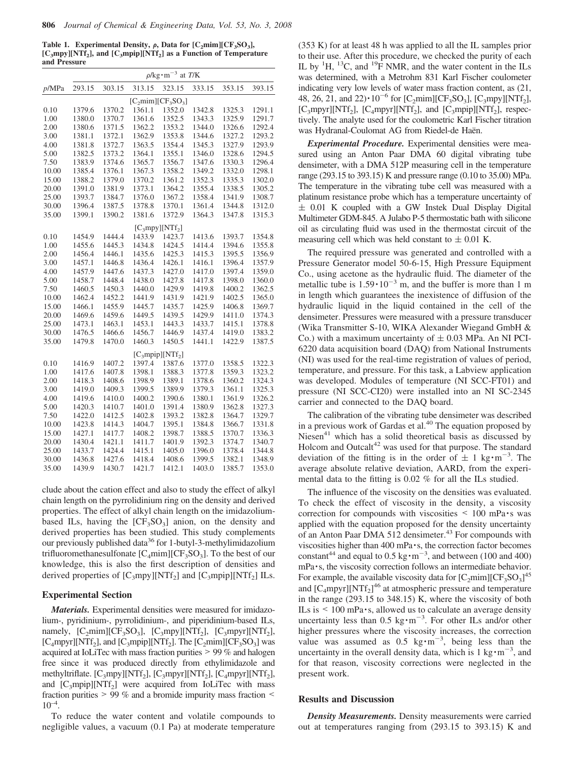**Table 1. Experimental Density, ρ, Data for $[C_2mim][CF_3SO_3]$, $[C_3mpy][NTf_2]$, and $[C_3mpip][NTf_2]$ as a Function of Temperature and Pressure**

| | $\rho$/kg·m$^{-3}$ at $T$/K | | | | | | |
|---|---|---|---|---|---|---|---|
| $p$/MPa | 293.15 | 303.15 | 313.15 | 323.15 | 333.15 | 353.15 | 393.15 |
| | | | $[C_2mim][CF_3SO_3]$ | | | | |
| 0.10 | 1379.6 | 1370.2 | 1361.1 | 1352.0 | 1342.8 | 1325.3 | 1291.1 |
| 1.00 | 1380.0 | 1370.7 | 1361.6 | 1352.5 | 1343.3 | 1325.9 | 1291.7 |
| 2.00 | 1380.6 | 1371.5 | 1362.2 | 1353.2 | 1344.0 | 1326.6 | 1292.4 |
| 3.00 | 1381.1 | 1372.1 | 1362.9 | 1353.8 | 1344.6 | 1327.2 | 1293.2 |
| 4.00 | 1381.8 | 1372.7 | 1363.5 | 1354.4 | 1345.3 | 1327.9 | 1293.9 |
| 5.00 | 1382.5 | 1373.2 | 1364.1 | 1355.1 | 1346.0 | 1328.6 | 1294.5 |
| 7.50 | 1383.9 | 1374.6 | 1365.7 | 1356.7 | 1347.6 | 1330.3 | 1296.4 |
| 10.00 | 1385.4 | 1376.1 | 1367.3 | 1358.2 | 1349.2 | 1332.0 | 1298.1 |
| 15.00 | 1388.2 | 1379.0 | 1370.2 | 1361.2 | 1352.3 | 1335.3 | 1302.0 |
| 20.00 | 1391.0 | 1381.9 | 1373.1 | 1364.2 | 1355.4 | 1338.5 | 1305.2 |
| 25.00 | 1393.7 | 1384.7 | 1376.0 | 1367.2 | 1358.4 | 1341.9 | 1308.7 |
| 30.00 | 1396.4 | 1387.5 | 1378.8 | 1370.1 | 1361.4 | 1344.8 | 1312.0 |
| 35.00 | 1399.1 | 1390.2 | 1381.6 | 1372.9 | 1364.3 | 1347.8 | 1315.3 |
| | | | $[C_3mpy][NTf_2]$ | | | | |
| 0.10 | 1454.9 | 1444.4 | 1433.9 | 1423.7 | 1413.6 | 1393.7 | 1354.8 |
| 1.00 | 1455.6 | 1445.3 | 1434.8 | 1424.5 | 1414.4 | 1394.6 | 1355.8 |
| 2.00 | 1456.4 | 1446.1 | 1435.6 | 1425.3 | 1415.3 | 1395.5 | 1356.9 |
| 3.00 | 1457.1 | 1446.8 | 1436.4 | 1426.1 | 1416.1 | 1396.4 | 1357.9 |
| 4.00 | 1457.9 | 1447.6 | 1437.3 | 1427.0 | 1417.0 | 1397.4 | 1359.0 |
| 5.00 | 1458.7 | 1448.4 | 1438.0 | 1427.8 | 1417.8 | 1398.0 | 1360.0 |
| 7.50 | 1460.5 | 1450.3 | 1440.0 | 1429.9 | 1419.8 | 1400.2 | 1362.5 |
| 10.00 | 1462.4 | 1452.2 | 1441.9 | 1431.9 | 1421.9 | 1402.5 | 1365.0 |
| 15.00 | 1466.1 | 1455.9 | 1445.7 | 1435.7 | 1425.9 | 1406.8 | 1369.7 |
| 20.00 | 1469.6 | 1459.6 | 1449.5 | 1439.5 | 1429.9 | 1411.0 | 1374.3 |
| 25.00 | 1473.1 | 1463.1 | 1453.1 | 1443.3 | 1433.7 | 1415.1 | 1378.8 |
| 30.00 | 1476.5 | 1466.6 | 1456.7 | 1446.9 | 1437.4 | 1419.0 | 1383.2 |
| 35.00 | 1479.8 | 1470.0 | 1460.3 | 1450.5 | 1441.1 | 1422.9 | 1387.5 |
| | | | $[C_3mpip][NTf_2]$ | | | | |
| 0.10 | 1416.9 | 1407.2 | 1397.4 | 1387.6 | 1377.0 | 1358.5 | 1322.3 |
| 1.00 | 1417.6 | 1407.8 | 1398.1 | 1388.3 | 1377.8 | 1359.3 | 1323.2 |
| 2.00 | 1418.3 | 1408.6 | 1398.9 | 1389.1 | 1378.6 | 1360.2 | 1324.3 |
| 3.00 | 1419.0 | 1409.3 | 1399.5 | 1389.9 | 1379.3 | 1361.1 | 1325.3 |
| 4.00 | 1419.6 | 1410.0 | 1400.2 | 1390.6 | 1380.1 | 1361.9 | 1326.2 |
| 5.00 | 1420.3 | 1410.7 | 1401.0 | 1391.4 | 1380.9 | 1362.8 | 1327.3 |
| 7.50 | 1422.0 | 1412.5 | 1402.8 | 1393.2 | 1382.8 | 1364.7 | 1329.7 |
| 10.00 | 1423.8 | 1414.3 | 1404.7 | 1395.1 | 1384.8 | 1366.7 | 1331.8 |
| 15.00 | 1427.1 | 1417.7 | 1408.2 | 1398.7 | 1388.5 | 1370.7 | 1336.3 |
| 20.00 | 1430.4 | 1421.1 | 1411.7 | 1401.9 | 1392.3 | 1374.7 | 1340.7 |
| 25.00 | 1433.7 | 1424.4 | 1415.1 | 1405.0 | 1396.0 | 1378.4 | 1344.8 |
| 30.00 | 1436.8 | 1427.6 | 1418.4 | 1408.6 | 1399.5 | 1382.1 | 1348.9 |
| 35.00 | 1439.9 | 1430.7 | 1421.7 | 1412.1 | 1403.0 | 1385.7 | 1353.0 |

clude about the cation effect and also to study the effect of alkyl chain length on the pyrrolidinium ring on the density and derived properties. The effect of alkyl chain length on the imidazolium-based ILs, having the $[CF_3SO_3]$ anion, on the density and derived properties has been studied. This study complements our previously published data[36] for 1-butyl-3-methylimidazolium trifluoromethanesulfonate $[C_4mim][CF_3SO_3]$. To the best of our knowledge, this is also the first description of densities and derived properties of $[C_3mpy][NTf_2]$ and $[C_3mpip][NTf_2]$ ILs.

## Experimental Section

***Materials.*** Experimental densities were measured for imidazolium-, pyridinium-, pyrrolidinium-, and piperidinium-based ILs, namely, $[C_2mim][CF_3SO_3]$, $[C_3mpy][NTf_2]$, $[C_3mpyr][NTf_2]$, $[C_4mpyr][NTf_2]$, and $[C_3mpip][NTf_2]$. The $[C_2mim][CF_3SO_3]$ was acquired at IoLiTec with mass fraction purities > 99 % and halogen free since it was produced directly from ethylimidazole and methyltriflate. $[C_3mpy][NTf_2]$, $[C_3mpyr][NTf_2]$, $[C_4mpyr][NTf_2]$, and $[C_3mpip][NTf_2]$ were acquired from IoLiTec with mass fraction purities > 99 % and a bromide impurity mass fraction < $10^{-4}$.

To reduce the water content and volatile compounds to negligible values, a vacuum (0.1 Pa) at moderate temperature (353 K) for at least 48 h was applied to all the IL samples prior to their use. After this procedure, we checked the purity of each IL by $^1$H, $^{13}$C, and $^{19}$F NMR, and the water content in the ILs was determined, with a Metrohm 831 Karl Fischer coulometer indicating very low levels of water mass fraction content, as (21, 48, 26, 21, and 22)·$10^{-6}$ for $[C_2mim][CF_3SO_3]$, $[C_3mpy][NTf_2]$, $[C_3mpyr][NTf_2]$, $[C_4mpyr][NTf_2]$, and $[C_3mpip][NTf_2]$, respectively. The analyte used for the coulometric Karl Fischer titration was Hydranal-Coulomat AG from Riedel-de Haën.

***Experimental Procedure.*** Experimental densities were measured using an Anton Paar DMA 60 digital vibrating tube densimeter, with a DMA 512P measuring cell in the temperature range (293.15 to 393.15) K and pressure range (0.10 to 35.00) MPa. The temperature in the vibrating tube cell was measured with a platinum resistance probe which has a temperature uncertainty of ± 0.01 K coupled with a GW Instek Dual Display Digital Multimeter GDM-845. A Julabo P-5 thermostatic bath with silicone oil as circulating fluid was used in the thermostat circuit of the measuring cell which was held constant to ± 0.01 K.

The required pressure was generated and controlled with a Pressure Generator model 50-6-15, High Pressure Equipment Co., using acetone as the hydraulic fluid. The diameter of the metallic tube is $1.59 \cdot 10^{-3}$ m, and the buffer is more than 1 m in length which guarantees the inexistence of diffusion of the hydraulic liquid in the liquid contained in the cell of the densimeter. Pressures were measured with a pressure transducer (Wika Transmitter S-10, WIKA Alexander Wiegand GmbH & Co.) with a maximum uncertainty of ± 0.03 MPa. An NI PCI-6220 data acquisition board (DAQ) from National Instruments (NI) was used for the real-time registration of values of period, temperature, and pressure. For this task, a Labview application was developed. Modules of temperature (NI SCC-FT01) and pressure (NI SCC-CI20) were installed into an NI SC-2345 carrier and connected to the DAQ board.

The calibration of the vibrating tube densimeter was described in a previous work of Gardas et al.[40] The equation proposed by Niesen[41] which has a solid theoretical basis as discussed by Holcom and Outcalt[42] was used for that purpose. The standard deviation of the fitting is in the order of ± 1 kg·m$^{-3}$. The average absolute relative deviation, AARD, from the experimental data to the fitting is 0.02 % for all the ILs studied.

The influence of the viscosity on the densities was evaluated. To check the effect of viscosity in the density, a viscosity correction for compounds with viscosities < 100 mPa·s was applied with the equation proposed for the density uncertainty of an Anton Paar DMA 512 densimeter.[43] For compounds with viscosities higher than 400 mPa·s, the correction factor becomes constant[44] and equal to 0.5 kg·m$^{-3}$, and between (100 and 400) mPa·s, the viscosity correction follows an intermediate behavior. For example, the available viscosity data for $[C_2mim][CF_3SO_3]$[45] and $[C_4mpyr][NTf_2]$[46] at atmospheric pressure and temperature in the range (293.15 to 348.15) K, where the viscosity of both ILs is < 100 mPa·s, allowed us to calculate an average density uncertainty less than 0.5 kg·m$^{-3}$. For other ILs and/or other higher pressures where the viscosity increases, the correction value was assumed as 0.5 kg·m$^{-3}$, being less than the uncertainty in the overall density data, which is 1 kg·m$^{-3}$, and for that reason, viscosity corrections were neglected in the present work.

## Results and Discussion

***Density Measurements.*** Density measurements were carried out at temperatures ranging from (293.15 to 393.15) K and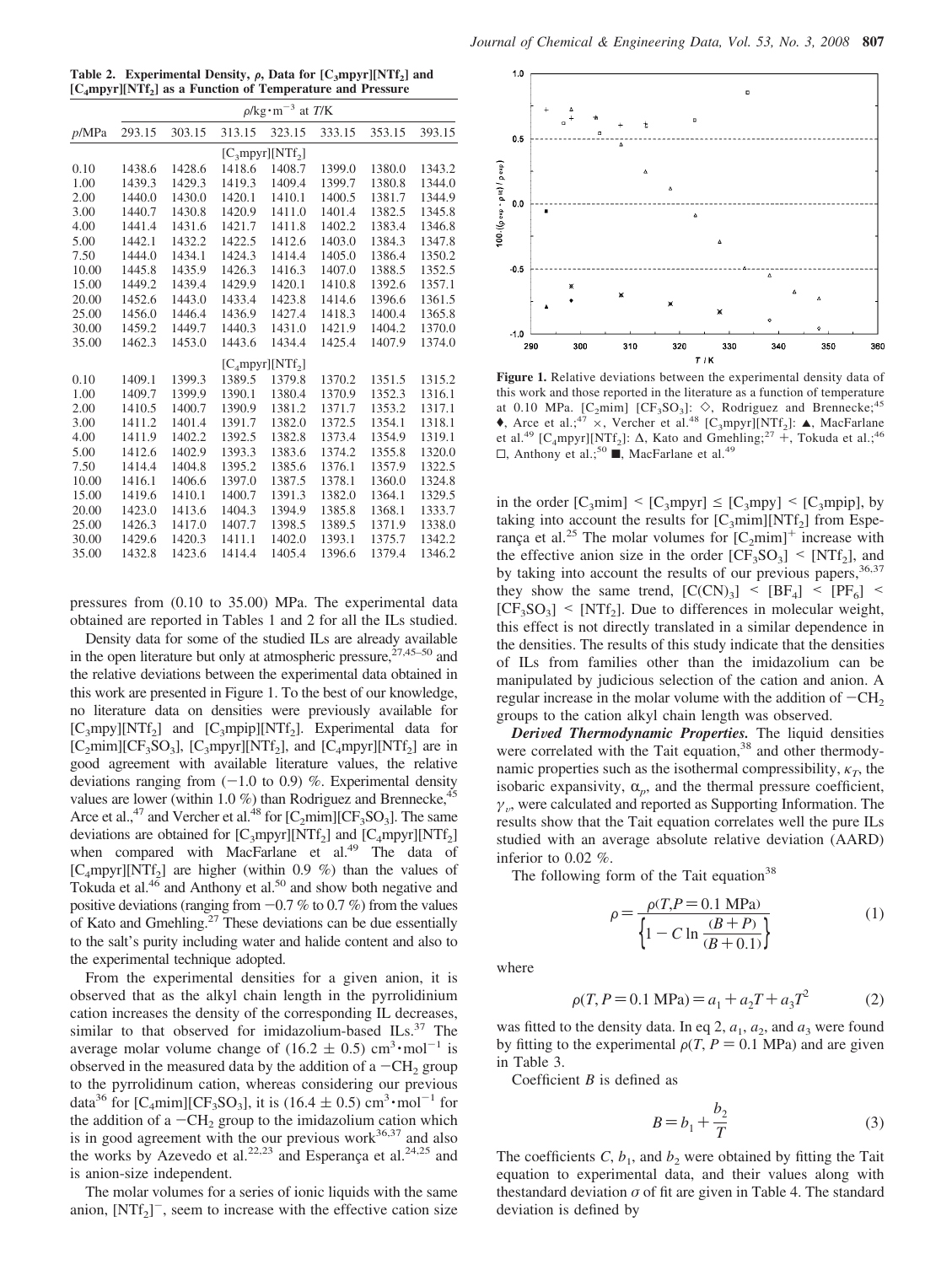**Table 2. Experimental Density, ρ, Data for $[C_3mpyr][NTf_2]$ and $[C_4mpyr][NTf_2]$ as a Function of Temperature and Pressure**

| | $\rho$/kg·m$^{-3}$ at $T$/K | | | | | | |
|---|---|---|---|---|---|---|---|
| $p$/MPa | 293.15 | 303.15 | 313.15 | 323.15 | 333.15 | 353.15 | 393.15 |
| | | | $[C_3mpyr][NTf_2]$ | | | | |
| 0.10 | 1438.6 | 1428.6 | 1418.6 | 1408.7 | 1399.0 | 1380.0 | 1343.2 |
| 1.00 | 1439.3 | 1429.3 | 1419.3 | 1409.4 | 1399.7 | 1380.8 | 1344.0 |
| 2.00 | 1440.0 | 1430.0 | 1420.1 | 1410.1 | 1400.5 | 1381.7 | 1344.9 |
| 3.00 | 1440.7 | 1430.8 | 1420.9 | 1411.0 | 1401.4 | 1382.5 | 1345.8 |
| 4.00 | 1441.4 | 1431.6 | 1421.7 | 1411.8 | 1402.2 | 1383.4 | 1346.8 |
| 5.00 | 1442.1 | 1432.2 | 1422.5 | 1412.6 | 1403.0 | 1384.3 | 1347.8 |
| 7.50 | 1444.0 | 1434.1 | 1424.3 | 1414.4 | 1405.0 | 1386.4 | 1350.2 |
| 10.00 | 1445.8 | 1435.9 | 1426.3 | 1416.3 | 1407.0 | 1388.5 | 1352.5 |
| 15.00 | 1449.2 | 1439.4 | 1429.9 | 1420.1 | 1410.8 | 1392.6 | 1357.1 |
| 20.00 | 1452.6 | 1443.0 | 1433.4 | 1423.8 | 1414.6 | 1396.6 | 1361.5 |
| 25.00 | 1456.0 | 1446.4 | 1436.9 | 1427.4 | 1418.3 | 1400.4 | 1365.8 |
| 30.00 | 1459.2 | 1449.7 | 1440.3 | 1431.0 | 1421.9 | 1404.2 | 1370.0 |
| 35.00 | 1462.3 | 1453.0 | 1443.6 | 1434.4 | 1425.4 | 1407.9 | 1374.0 |
| | | | $[C_4mpyr][NTf_2]$ | | | | |
| 0.10 | 1409.1 | 1399.3 | 1389.5 | 1379.8 | 1370.2 | 1351.5 | 1315.2 |
| 1.00 | 1409.7 | 1399.9 | 1390.1 | 1380.4 | 1370.9 | 1352.3 | 1316.1 |
| 2.00 | 1410.5 | 1400.7 | 1390.9 | 1381.2 | 1371.7 | 1353.2 | 1317.1 |
| 3.00 | 1411.2 | 1401.4 | 1391.7 | 1382.0 | 1372.5 | 1354.1 | 1318.1 |
| 4.00 | 1411.9 | 1402.2 | 1392.5 | 1382.8 | 1373.4 | 1354.9 | 1319.1 |
| 5.00 | 1412.6 | 1402.9 | 1393.3 | 1383.6 | 1374.2 | 1355.8 | 1320.0 |
| 7.50 | 1414.4 | 1404.8 | 1395.2 | 1385.6 | 1376.1 | 1357.9 | 1322.5 |
| 10.00 | 1416.1 | 1406.6 | 1397.0 | 1387.5 | 1378.1 | 1360.0 | 1324.8 |
| 15.00 | 1419.6 | 1410.1 | 1400.7 | 1391.3 | 1382.0 | 1364.1 | 1329.5 |
| 20.00 | 1423.0 | 1413.6 | 1404.3 | 1394.9 | 1385.8 | 1368.1 | 1333.7 |
| 25.00 | 1426.3 | 1417.0 | 1407.7 | 1398.5 | 1389.5 | 1371.9 | 1338.0 |
| 30.00 | 1429.6 | 1420.3 | 1411.1 | 1402.0 | 1393.1 | 1375.7 | 1342.2 |
| 35.00 | 1432.8 | 1423.6 | 1414.4 | 1405.4 | 1396.6 | 1379.4 | 1346.2 |

pressures from (0.10 to 35.00) MPa. The experimental data obtained are reported in Tables 1 and 2 for all the ILs studied.

Density data for some of the studied ILs are already available in the open literature but only at atmospheric pressure,[27,45–50] and the relative deviations between the experimental data obtained in this work are presented in Figure 1. To the best of our knowledge, no literature data on densities were previously available for $[C_3mpy][NTf_2]$ and $[C_3mpip][NTf_2]$. Experimental data for $[C_2mim][CF_3SO_3]$, $[C_3mpyr][NTf_2]$, and $[C_4mpyr][NTf_2]$ are in good agreement with available literature values, the relative deviations ranging from (−1.0 to 0.9) %. Experimental density values are lower (within 1.0 %) than Rodriguez and Brennecke,[45] Arce et al.,[47] and Vercher et al.[48] for $[C_2mim][CF_3SO_3]$. The same deviations are obtained for $[C_3mpyr][NTf_2]$ and $[C_4mpyr][NTf_2]$ when compared with MacFarlane et al.[49] The data of $[C_4mpyr][NTf_2]$ are higher (within 0.9 %) than the values of Tokuda et al.[46] and Anthony et al.[50] and show both negative and positive deviations (ranging from −0.7 % to 0.7 %) from the values of Kato and Gmehling.[27] These deviations can be due essentially to the salt's purity including water and halide content and also to the experimental technique adopted.

From the experimental densities for a given anion, it is observed that as the alkyl chain length in the pyrrolidinium cation increases the density of the corresponding IL decreases, similar to that observed for imidazolium-based ILs.[37] The average molar volume change of (16.2 ± 0.5) cm$^3$·mol$^{-1}$ is observed in the measured data by the addition of a $-CH_2$ group to the pyrrolidinum cation, whereas considering our previous data[36] for $[C_4mim][CF_3SO_3]$, it is (16.4 ± 0.5) cm$^3$·mol$^{-1}$ for the addition of a $-CH_2$ group to the imidazolium cation which is in good agreement with our previous work[36,37] and also the works by Azevedo et al.[22,23] and Esperança et al.[24,25] and is anion-size independent.

The molar volumes for a series of ionic liquids with the same anion, $[NTf_2]^-$, seem to increase with the effective cation size

Figure 1. Relative deviations between the experimental density data of this work and those reported in the literature as a function of temperature at 0.10 MPa. $[C_2mim]$ $[CF_3SO_3]$: ◇, Rodriguez and Brennecke;[45] ♦, Arce et al.;[47] ×, Vercher et al.[48] $[C_3mpyr][NTf_2]$: ▲, MacFarlane et al.[49] $[C_4mpyr][NTf_2]$: Δ, Kato and Gmehling;[27] +, Tokuda et al.;[46] □, Anthony et al.;[50] ■, MacFarlane et al.[49]

in the order $[C_3mim] < [C_3mpyr] \leq [C_3mpy] < [C_3mpip]$, by taking into account the results for $[C_3mim][NTf_2]$ from Esperança et al.[25] The molar volumes for $[C_2mim]^+$ increase with the effective anion size in the order $[CF_3SO_3] < [NTf_2]$, and by taking into account the results of our previous papers,[36,37] they show the same trend, $[C(CN)_3] < [BF_4] < [PF_6] < [CF_3SO_3] < [NTf_2]$. Due to differences in molecular weight, this effect is not directly translated in a similar dependence in the densities. The results of this study indicate that the densities of ILs from families other than the imidazolium can be manipulated by judicious selection of the cation and anion. A regular increase in the molar volume with the addition of $-CH_2$ groups to the cation alkyl chain length was observed.

***Derived Thermodynamic Properties.*** The liquid densities were correlated with the Tait equation,[38] and other thermodynamic properties such as the isothermal compressibility, $\kappa_T$, the isobaric expansivity, $\alpha_p$, and the thermal pressure coefficient, $\gamma_v$, were calculated and reported as Supporting Information. The results show that the Tait equation correlates well the pure ILs studied with an average absolute relative deviation (AARD) inferior to 0.02 %.

The following form of the Tait equation[38]

$$\rho = \frac{\rho(T, P = 0.1 \text{ MPa})}{\left\{1 - C \ln \frac{(B + P)}{(B + 0.1)}\right\}} \tag{1}$$

where

$$\rho(T, P = 0.1 \text{ MPa}) = a_1 + a_2 T + a_3 T^2 \tag{2}$$

was fitted to the density data. In eq 2, $a_1$, $a_2$, and $a_3$ were found by fitting to the experimental $\rho(T, P = 0.1$ MPa) and are given in Table 3.

Coefficient $B$ is defined as

$$B = b_1 + \frac{b_2}{T} \tag{3}$$

The coefficients $C$, $b_1$, and $b_2$ were obtained by fitting the Tait equation to experimental data, and their values along with thestandard deviation $\sigma$ of fit are given in Table 4. The standard deviation is defined by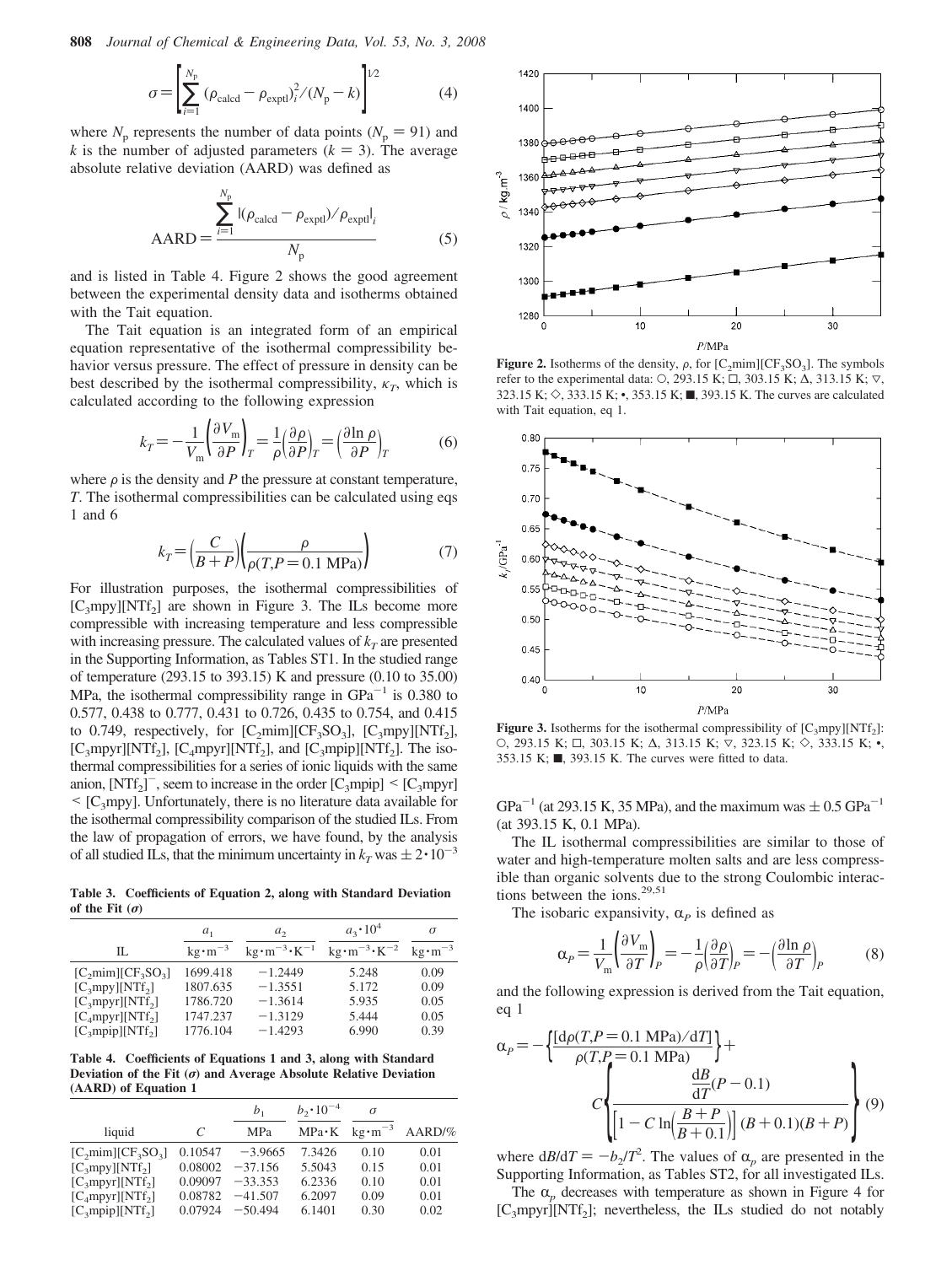$$\sigma = \left[\sum_{i=1}^{N_p} (\rho_{\text{calcd}} - \rho_{\text{exptl}})_i^2 / (N_p - k)\right]^{1/2} \tag{4}$$

where $N_p$ represents the number of data points ($N_p = 91$) and $k$ is the number of adjusted parameters ($k = 3$). The average absolute relative deviation (AARD) was defined as

$$\text{AARD} = \frac{\sum_{i=1}^{N_p} |(\rho_{\text{calcd}} - \rho_{\text{exptl}})/\rho_{\text{exptl}}|_i}{N_p} \tag{5}$$

and is listed in Table 4. Figure 2 shows the good agreement between the experimental density data and isotherms obtained with the Tait equation.

The Tait equation is an integrated form of an empirical equation representative of the isothermal compressibility behavior versus pressure. The effect of pressure in density can be best described by the isothermal compressibility, $\kappa_T$, which is calculated according to the following expression

$$k_T = -\frac{1}{V_m}\left(\frac{\partial V_m}{\partial P}\right)_T = \frac{1}{\rho}\left(\frac{\partial \rho}{\partial P}\right)_T = \left(\frac{\partial \ln \rho}{\partial P}\right)_T \tag{6}$$

where $\rho$ is the density and $P$ the pressure at constant temperature, $T$. The isothermal compressibilities can be calculated using eqs 1 and 6

$$k_T = \left(\frac{C}{B+P}\right)\left(\frac{\rho}{\rho(T, P = 0.1\ \text{MPa})}\right) \tag{7}$$

For illustration purposes, the isothermal compressibilities of $[C_3mpy][NTf_2]$ are shown in Figure 3. The ILs become more compressible with increasing temperature and less compressible with increasing pressure. The calculated values of $k_T$ are presented in the Supporting Information, as Tables ST1. In the studied range of temperature (293.15 to 393.15) K and pressure (0.10 to 35.00) MPa, the isothermal compressibility range in $\text{GPa}^{-1}$ is 0.380 to 0.577, 0.438 to 0.777, 0.431 to 0.726, 0.435 to 0.754, and 0.415 to 0.749, respectively, for $[C_2mim][CF_3SO_3]$, $[C_3mpy][NTf_2]$, $[C_3mpyr][NTf_2]$, $[C_4mpyr][NTf_2]$, and $[C_3mpip][NTf_2]$. The isothermal compressibilities for a series of ionic liquids with the same anion, $[NTf_2]^-$, seem to increase in the order $[C_3mpip] < [C_3mpyr] < [C_3mpy]$. Unfortunately, there is no literature data available for the isothermal compressibility comparison of the studied ILs. From the law of propagation of errors, we have found, by the analysis of all studied ILs, that the minimum uncertainty in $k_T$ was $\pm 2 \cdot 10^{-3}$ $\text{GPa}^{-1}$ (at 293.15 K, 35 MPa), and the maximum was $\pm 0.5\ \text{GPa}^{-1}$ (at 393.15 K, 0.1 MPa).

**Table 3. Coefficients of Equation 2, along with Standard Deviation of the Fit ($\sigma$)**

| IL | $a_1$ / $\text{kg}\cdot\text{m}^{-3}$ | $a_2$ / $\text{kg}\cdot\text{m}^{-3}\cdot\text{K}^{-1}$ | $a_3 \cdot 10^4$ / $\text{kg}\cdot\text{m}^{-3}\cdot\text{K}^{-2}$ | $\sigma$ / $\text{kg}\cdot\text{m}^{-3}$ |
|---|---|---|---|---|
| $[C_2mim][CF_3SO_3]$ | 1699.418 | −1.2449 | 5.248 | 0.09 |
| $[C_3mpy][NTf_2]$ | 1807.635 | −1.3551 | 5.172 | 0.09 |
| $[C_3mpyr][NTf_2]$ | 1786.720 | −1.3614 | 5.935 | 0.05 |
| $[C_4mpyr][NTf_2]$ | 1747.237 | −1.3129 | 5.444 | 0.05 |
| $[C_3mpip][NTf_2]$ | 1776.104 | −1.4293 | 6.990 | 0.39 |

**Table 4. Coefficients of Equations 1 and 3, along with Standard Deviation of the Fit ($\sigma$) and Average Absolute Relative Deviation (AARD) of Equation 1**

| liquid | $C$ | $b_1$ / MPa | $b_2 \cdot 10^{-4}$ / $\text{MPa}\cdot\text{K}$ | $\sigma$ / $\text{kg}\cdot\text{m}^{-3}$ | AARD/% |
|---|---|---|---|---|---|
| $[C_2mim][CF_3SO_3]$ | 0.10547 | −3.9665 | 7.3426 | 0.10 | 0.01 |
| $[C_3mpy][NTf_2]$ | 0.08002 | −37.156 | 5.5043 | 0.15 | 0.01 |
| $[C_3mpyr][NTf_2]$ | 0.09097 | −33.353 | 6.2336 | 0.10 | 0.01 |
| $[C_4mpyr][NTf_2]$ | 0.08782 | −41.507 | 6.2097 | 0.09 | 0.01 |
| $[C_3mpip][NTf_2]$ | 0.07924 | −50.494 | 6.1401 | 0.30 | 0.02 |

**Figure 2.** Isotherms of the density, $\rho$, for $[C_2mim][CF_3SO_3]$. The symbols refer to the experimental data: ○, 293.15 K; □, 303.15 K; Δ, 313.15 K; ▽, 323.15 K; ◇, 333.15 K; •, 353.15 K; ■, 393.15 K. The curves are calculated with Tait equation, eq 1.

**Figure 3.** Isotherms for the isothermal compressibility of $[C_3mpy][NTf_2]$: ○, 293.15 K; □, 303.15 K; Δ, 313.15 K; ▽, 323.15 K; ◇, 333.15 K; •, 353.15 K; ■, 393.15 K. The curves were fitted to data.

The IL isothermal compressibilities are similar to those of water and high-temperature molten salts and are less compressible than organic solvents due to the strong Coulombic interactions between the ions.[29,51]

The isobaric expansivity, $\alpha_P$ is defined as

$$\alpha_P = \frac{1}{V_m}\left(\frac{\partial V_m}{\partial T}\right)_P = -\frac{1}{\rho}\left(\frac{\partial \rho}{\partial T}\right)_P = -\left(\frac{\partial \ln \rho}{\partial T}\right)_P \tag{8}$$

and the following expression is derived from the Tait equation, eq 1

$$\alpha_P = -\left\{\frac{[\text{d}\rho(T, P = 0.1\ \text{MPa})/\text{d}T]}{\rho(T, P = 0.1\ \text{MPa})}\right\} + C\left\{\frac{\frac{\text{d}B}{\text{d}T}(P - 0.1)}{\left[1 - C\ln\left(\frac{B+P}{B+0.1}\right)\right](B + 0.1)(B + P)}\right\} \tag{9}$$

where $\text{d}B/\text{d}T = -b_2/T^2$. The values of $\alpha_p$ are presented in the Supporting Information, as Tables ST2, for all investigated ILs.

The $\alpha_p$ decreases with temperature as shown in Figure 4 for $[C_3mpyr][NTf_2]$; nevertheless, the ILs studied do not notably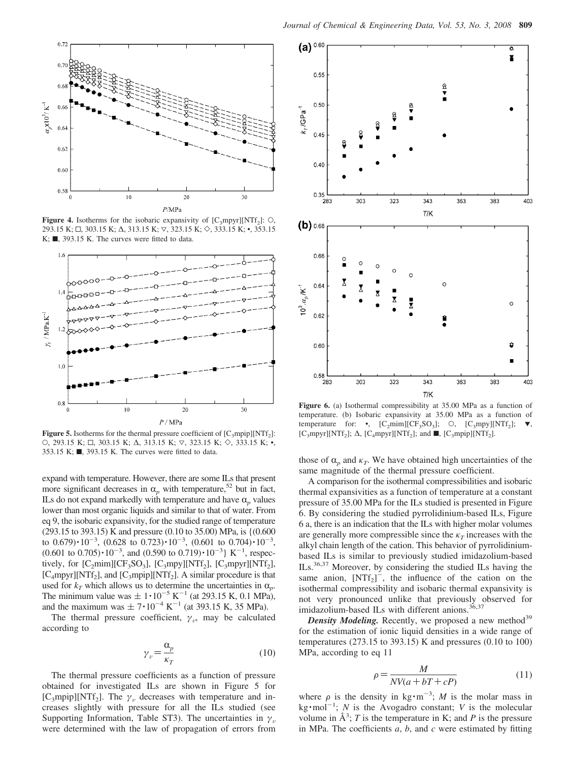**Figure 4.** Isotherms for the isobaric expansivity of [$C_3$mpyr][$NTf_2$]: ○, 293.15 K; □, 303.15 K; Δ, 313.15 K; ▽, 323.15 K; ◇, 333.15 K; •, 353.15 K; ■, 393.15 K. The curves were fitted to data.

**Figure 5.** Isotherms for the thermal pressure coefficient of [$C_3$mpip][$NTf_2$]: ○, 293.15 K; □, 303.15 K; Δ, 313.15 K; ▽, 323.15 K; ◇, 333.15 K; •, 353.15 K; ■, 393.15 K. The curves were fitted to data.

expand with temperature. However, there are some ILs that present more significant decreases in $\alpha_p$ with temperature,[52] but in fact, ILs do not expand markedly with temperature and have $\alpha_p$ values lower than most organic liquids and similar to that of water. From eq 9, the isobaric expansivity, for the studied range of temperature (293.15 to 393.15) K and pressure (0.10 to 35.00) MPa, is {(0.600 to 0.679)$\cdot 10^{-3}$, (0.628 to 0.723)$\cdot 10^{-3}$, (0.601 to 0.704)$\cdot 10^{-3}$, (0.601 to 0.705)$\cdot 10^{-3}$, and (0.590 to 0.719)$\cdot 10^{-3}$} $K^{-1}$, respectively, for [$C_2$mim][$CF_3SO_3$], [$C_3$mpy][$NTf_2$], [$C_3$mpyr][$NTf_2$], [$C_4$mpyr][$NTf_2$], and [$C_3$mpip][$NTf_2$]. A similar procedure is that used for $k_T$ which allows us to determine the uncertainties in $\alpha_p$. The minimum value was $\pm 1\cdot 10^{-5}$ $K^{-1}$ (at 293.15 K, 0.1 MPa), and the maximum was $\pm 7\cdot 10^{-4}$ $K^{-1}$ (at 393.15 K, 35 MPa).

The thermal pressure coefficient, $\gamma_v$, may be calculated according to

$$\gamma_v = \frac{\alpha_p}{\kappa_T} \tag{10}$$

The thermal pressure coefficients as a function of pressure obtained for investigated ILs are shown in Figure 5 for [$C_3$mpip][$NTf_2$]. The $\gamma_v$ decreases with temperature and increases slightly with pressure for all the ILs studied (see Supporting Information, Table ST3). The uncertainties in $\gamma_v$ were determined with the law of propagation of errors from those of $\alpha_p$ and $\kappa_T$. We have obtained high uncertainties of the same magnitude of the thermal pressure coefficient.

**Figure 6.** (a) Isothermal compressibility at 35.00 MPa as a function of temperature. (b) Isobaric expansivity at 35.00 MPa as a function of temperature for: •, [$C_2$mim][$CF_3SO_3$]; ○, [$C_3$mpy][$NTf_2$]; ▼, [$C_3$mpyr][$NTf_2$]; Δ, [$C_4$mpyr][$NTf_2$]; and ■, [$C_3$mpip][$NTf_2$].

A comparison for the isothermal compressibilities and isobaric thermal expansivities as a function of temperature at a constant pressure of 35.00 MPa for the ILs studied is presented in Figure 6. By considering the studied pyrrolidinium-based ILs, Figure 6 a, there is an indication that the ILs with higher molar volumes are generally more compressible since the $\kappa_T$ increases with the alkyl chain length of the cation. This behavior of pyrrolidinium-based ILs is similar to previously studied imidazolium-based ILs.[36,37] Moreover, by considering the studied ILs having the same anion, [$NTf_2$]$^-$, the influence of the cation on the isothermal compressibility and isobaric thermal expansivity is not very pronounced unlike that previously observed for imidazolium-based ILs with different anions.[36,37]

***Density Modeling.*** Recently, we proposed a new method[39] for the estimation of ionic liquid densities in a wide range of temperatures (273.15 to 393.15) K and pressures (0.10 to 100) MPa, according to eq 11

$$\rho = \frac{M}{NV(a + bT + cP)} \tag{11}$$

where $\rho$ is the density in $kg\cdot m^{-3}$; $M$ is the molar mass in $kg\cdot mol^{-1}$; $N$ is the Avogadro constant; $V$ is the molecular volume in $Å^3$; $T$ is the temperature in K; and $P$ is the pressure in MPa. The coefficients $a$, $b$, and $c$ were estimated by fitting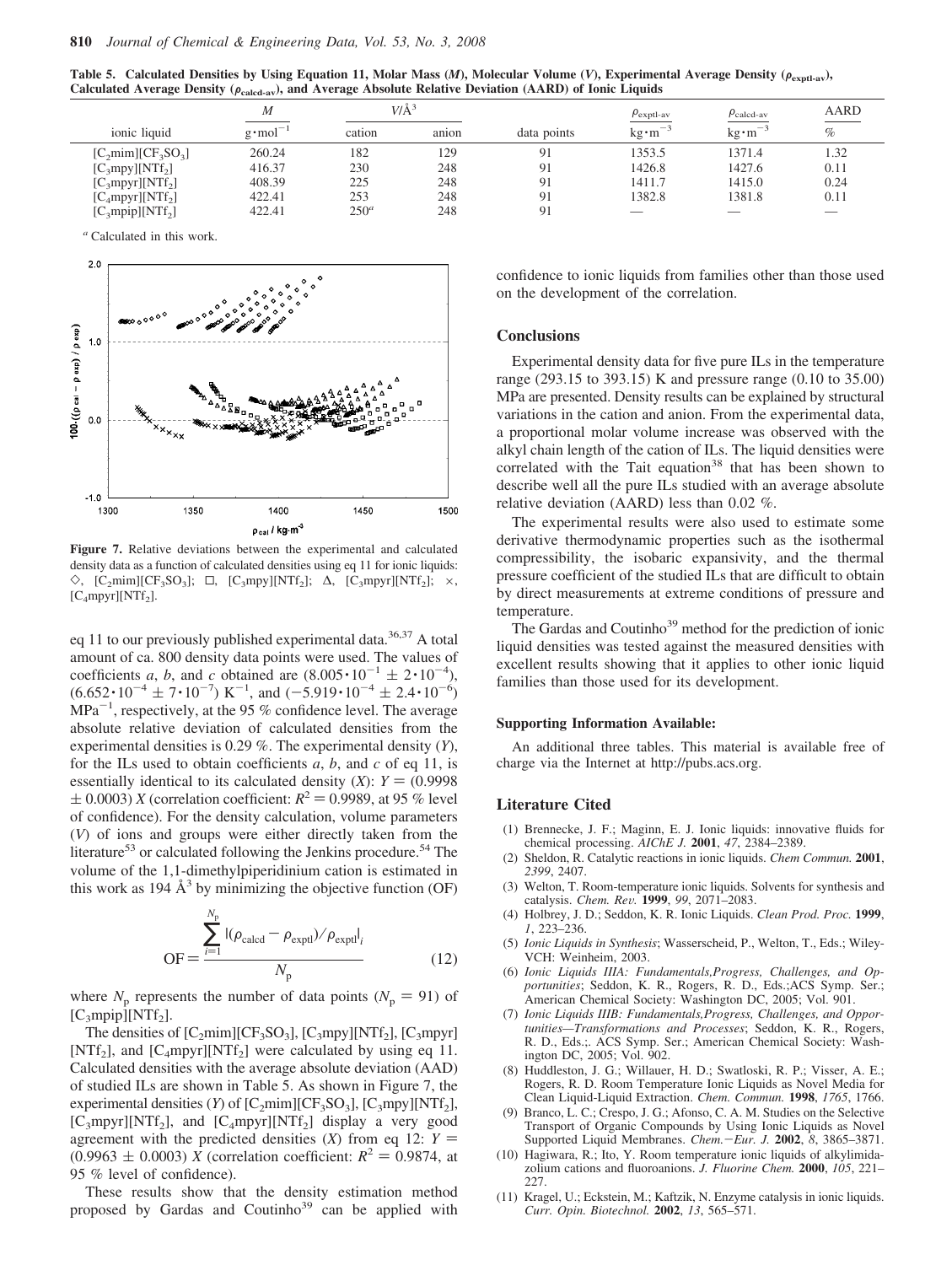**Table 5. Calculated Densities by Using Equation 11, Molar Mass ($M$), Molecular Volume ($V$), Experimental Average Density ($\rho_{exptl\text{-}av}$), Calculated Average Density ($\rho_{calcd\text{-}av}$), and Average Absolute Relative Deviation (AARD) of Ionic Liquids**

| ionic liquid | $M$ | $V/\text{Å}^3$ | | data points | $\rho_{exptl\text{-}av}$ | $\rho_{calcd\text{-}av}$ | AARD |
|---|---|---|---|---|---|---|---|
| | $g \cdot mol^{-1}$ | cation | anion | | $kg \cdot m^{-3}$ | $kg \cdot m^{-3}$ | % |
| $[C_2mim][CF_3SO_3]$ | 260.24 | 182 | 129 | 91 | 1353.5 | 1371.4 | 1.32 |
| $[C_3mpy][NTf_2]$ | 416.37 | 230 | 248 | 91 | 1426.8 | 1427.6 | 0.11 |
| $[C_3mpyr][NTf_2]$ | 408.39 | 225 | 248 | 91 | 1411.7 | 1415.0 | 0.24 |
| $[C_4mpyr][NTf_2]$ | 422.41 | 253 | 248 | 91 | 1382.8 | 1381.8 | 0.11 |
| $[C_3mpip][NTf_2]$ | 422.41 | 250[a] | 248 | 91 | — | — | — |

[a] Calculated in this work.

**Figure 7.** Relative deviations between the experimental and calculated density data as a function of calculated densities using eq 11 for ionic liquids: ◇, $[C_2mim][CF_3SO_3]$; □, $[C_3mpy][NTf_2]$; Δ, $[C_3mpyr][NTf_2]$; ×, $[C_4mpyr][NTf_2]$.

eq 11 to our previously published experimental data.[36,37] A total amount of ca. 800 density data points were used. The values of coefficients $a$, $b$, and $c$ obtained are $(8.005 \cdot 10^{-1} \pm 2 \cdot 10^{-4})$, $(6.652 \cdot 10^{-4} \pm 7 \cdot 10^{-7})$ $K^{-1}$, and $(-5.919 \cdot 10^{-4} \pm 2.4 \cdot 10^{-6})$ $MPa^{-1}$, respectively, at the 95 % confidence level. The average absolute relative deviation of calculated densities from the experimental densities is 0.29 %. The experimental density ($Y$), for the ILs used to obtain coefficients $a$, $b$, and $c$ of eq 11, is essentially identical to its calculated density ($X$): $Y = (0.9998 \pm 0.0003)\, X$ (correlation coefficient: $R^2 = 0.9989$, at 95 % level of confidence). For the density calculation, volume parameters ($V$) of ions and groups were either directly taken from the literature[53] or calculated following the Jenkins procedure.[54] The volume of the 1,1-dimethylpiperidinium cation is estimated in this work as 194 $\text{Å}^3$ by minimizing the objective function (OF)

$$\text{OF} = \frac{\sum_{i=1}^{N_p} |(\rho_{calcd} - \rho_{exptl})/\rho_{exptl}|_i}{N_p} \tag{12}$$

where $N_p$ represents the number of data points ($N_p = 91$) of $[C_3mpip][NTf_2]$.

The densities of $[C_2mim][CF_3SO_3]$, $[C_3mpy][NTf_2]$, $[C_3mpyr][NTf_2]$, and $[C_4mpyr][NTf_2]$ were calculated by using eq 11. Calculated densities with the average absolute deviation (AAD) of studied ILs are shown in Table 5. As shown in Figure 7, the experimental densities ($Y$) of $[C_2mim][CF_3SO_3]$, $[C_3mpy][NTf_2]$, $[C_3mpyr][NTf_2]$, and $[C_4mpyr][NTf_2]$ display a very good agreement with the predicted densities ($X$) from eq 12: $Y = (0.9963 \pm 0.0003)\, X$ (correlation coefficient: $R^2 = 0.9874$, at 95 % level of confidence).

These results show that the density estimation method proposed by Gardas and Coutinho[39] can be applied with confidence to ionic liquids from families other than those used on the development of the correlation.

## Conclusions

Experimental density data for five pure ILs in the temperature range (293.15 to 393.15) K and pressure range (0.10 to 35.00) MPa are presented. Density results can be explained by structural variations in the cation and anion. From the experimental data, a proportional molar volume increase was observed with the alkyl chain length of the cation of ILs. The liquid densities were correlated with the Tait equation[38] that has been shown to describe well all the pure ILs studied with an average absolute relative deviation (AARD) less than 0.02 %.

The experimental results were also used to estimate some derivative thermodynamic properties such as the isothermal compressibility, the isobaric expansivity, and the thermal pressure coefficient of the studied ILs that are difficult to obtain by direct measurements at extreme conditions of pressure and temperature.

The Gardas and Coutinho[39] method for the prediction of ionic liquid densities was tested against the measured densities with excellent results showing that it applies to other ionic liquid families than those used for its development.

### Supporting Information Available:

An additional three tables. This material is available free of charge via the Internet at http://pubs.acs.org.

## Literature Cited

(1) Brennecke, J. F.; Maginn, E. J. Ionic liquids: innovative fluids for chemical processing. *AIChE J.* **2001**, *47*, 2384–2389.

(2) Sheldon, R. Catalytic reactions in ionic liquids. *Chem Commun.* **2001**, *2399*, 2407.

(3) Welton, T. Room-temperature ionic liquids. Solvents for synthesis and catalysis. *Chem. Rev.* **1999**, *99*, 2071–2083.

(4) Holbrey, J. D.; Seddon, K. R. Ionic Liquids. *Clean Prod. Proc.* **1999**, *1*, 223–236.

(5) *Ionic Liquids in Synthesis*; Wasserscheid, P., Welton, T., Eds.; Wiley-VCH: Weinheim, 2003.

(6) *Ionic Liquids IIIA: Fundamentals,Progress, Challenges, and Opportunities*; Seddon, K. R., Rogers, R. D., Eds.;ACS Symp. Ser.; American Chemical Society: Washington DC, 2005; Vol. 901.

(7) *Ionic Liquids IIIB: Fundamentals,Progress, Challenges, and Opportunities—Transformations and Processes*; Seddon, K. R., Rogers, R. D., Eds.;, ACS Symp. Ser.; American Chemical Society: Washington DC, 2005; Vol. 902.

(8) Huddleston, J. G.; Willauer, H. D.; Swatloski, R. P.; Visser, A. E.; Rogers, R. D. Room Temperature Ionic Liquids as Novel Media for Clean Liquid-Liquid Extraction. *Chem. Commun.* **1998**, *1765*, 1766.

(9) Branco, L. C.; Crespo, J. G.; Afonso, C. A. M. Studies on the Selective Transport of Organic Compounds by Using Ionic Liquids as Novel Supported Liquid Membranes. *Chem.−Eur. J.* **2002**, *8*, 3865–3871.

(10) Hagiwara, R.; Ito, Y. Room temperature ionic liquids of alkylimidazolium cations and fluoroanions. *J. Fluorine Chem.* **2000**, *105*, 221–227.

(11) Kragel, U.; Eckstein, M.; Kaftzik, N. Enzyme catalysis in ionic liquids. *Curr. Opin. Biotechnol.* **2002**, *13*, 565–571.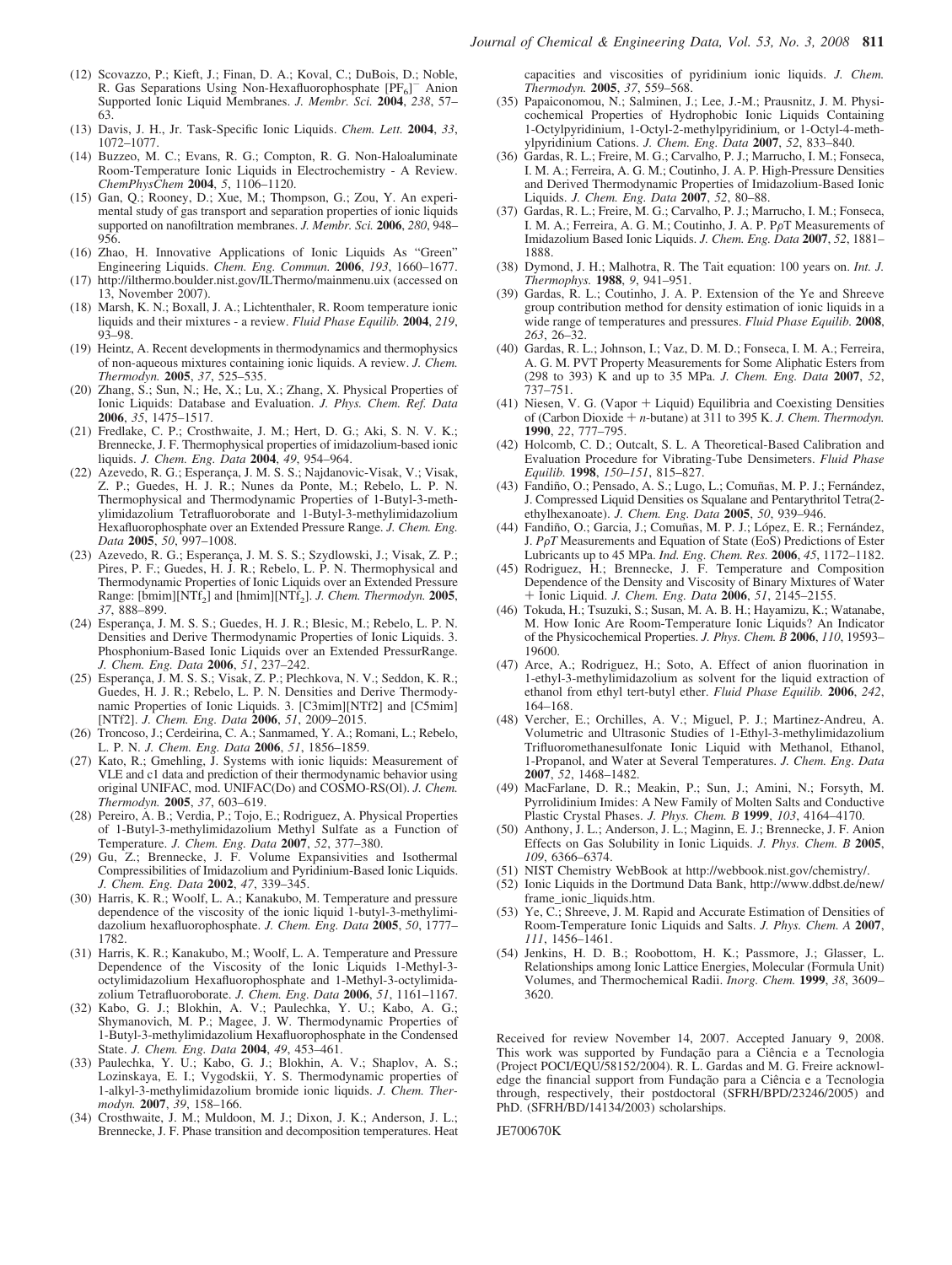(12) Scovazzo, P.; Kieft, J.; Finan, D. A.; Koval, C.; DuBois, D.; Noble, R. Gas Separations Using Non-Hexafluorophosphate $[PF_6]^-$ Anion Supported Ionic Liquid Membranes. *J. Membr. Sci.* **2004**, *238*, 57–63.

(13) Davis, J. H., Jr. Task-Specific Ionic Liquids. *Chem. Lett.* **2004**, *33*, 1072–1077.

(14) Buzzeo, M. C.; Evans, R. G.; Compton, R. G. Non-Haloaluminate Room-Temperature Ionic Liquids in Electrochemistry - A Review. *ChemPhysChem* **2004**, *5*, 1106–1120.

(15) Gan, Q.; Rooney, D.; Xue, M.; Thompson, G.; Zou, Y. An experimental study of gas transport and separation properties of ionic liquids supported on nanofiltration membranes. *J. Membr. Sci.* **2006**, *280*, 948–956.

(16) Zhao, H. Innovative Applications of Ionic Liquids As "Green" Engineering Liquids. *Chem. Eng. Commun.* **2006**, *193*, 1660–1677.

(17) http://ilthermo.boulder.nist.gov/ILThermo/mainmenu.uix (accessed on 13, November 2007).

(18) Marsh, K. N.; Boxall, J. A.; Lichtenthaler, R. Room temperature ionic liquids and their mixtures - a review. *Fluid Phase Equilib.* **2004**, *219*, 93–98.

(19) Heintz, A. Recent developments in thermodynamics and thermophysics of non-aqueous mixtures containing ionic liquids. A review. *J. Chem. Thermodyn.* **2005**, *37*, 525–535.

(20) Zhang, S.; Sun, N.; He, X.; Lu, X.; Zhang, X. Physical Properties of Ionic Liquids: Database and Evaluation. *J. Phys. Chem. Ref. Data* **2006**, *35*, 1475–1517.

(21) Fredlake, C. P.; Crosthwaite, J. M.; Hert, D. G.; Aki, S. N. V. K.; Brennecke, J. F. Thermophysical properties of imidazolium-based ionic liquids. *J. Chem. Eng. Data* **2004**, *49*, 954–964.

(22) Azevedo, R. G.; Esperança, J. M. S. S.; Najdanovic-Visak, V.; Visak, Z. P.; Guedes, H. J. R.; Nunes da Ponte, M.; Rebelo, L. P. N. Thermophysical and Thermodynamic Properties of 1-Butyl-3-methylimidazolium Tetrafluoroborate and 1-Butyl-3-methylimidazolium Hexafluorophosphate over an Extended Pressure Range. *J. Chem. Eng. Data* **2005**, *50*, 997–1008.

(23) Azevedo, R. G.; Esperança, J. M. S. S.; Szydlowski, J.; Visak, Z. P.; Pires, P. F.; Guedes, H. J. R.; Rebelo, L. P. N. Thermophysical and Thermodynamic Properties of Ionic Liquids over an Extended Pressure Range: [bmim]$[NTf_2]$ and [hmim]$[NTf_2]$. *J. Chem. Thermodyn.* **2005**, *37*, 888–899.

(24) Esperança, J. M. S. S.; Guedes, H. J. R.; Blesic, M.; Rebelo, L. P. N. Densities and Derive Thermodynamic Properties of Ionic Liquids. 3. Phosphonium-Based Ionic Liquids over an Extended PressurRange. *J. Chem. Eng. Data* **2006**, *51*, 237–242.

(25) Esperança, J. M. S. S.; Visak, Z. P.; Plechkova, N. V.; Seddon, K. R.; Guedes, H. J. R.; Rebelo, L. P. N. Densities and Derive Thermodynamic Properties of Ionic Liquids. 3. [C3mim][NTf2] and [C5mim][NTf2]. *J. Chem. Eng. Data* **2006**, *51*, 2009–2015.

(26) Troncoso, J.; Cerdeirina, C. A.; Sanmamed, Y. A.; Romani, L.; Rebelo, L. P. N. *J. Chem. Eng. Data* **2006**, *51*, 1856–1859.

(27) Kato, R.; Gmehling, J. Systems with ionic liquids: Measurement of VLE and c1 data and prediction of their thermodynamic behavior using original UNIFAC, mod. UNIFAC(Do) and COSMO-RS(Ol). *J. Chem. Thermodyn.* **2005**, *37*, 603–619.

(28) Pereiro, A. B.; Verdia, P.; Tojo, E.; Rodriguez, A. Physical Properties of 1-Butyl-3-methylimidazolium Methyl Sulfate as a Function of Temperature. *J. Chem. Eng. Data* **2007**, *52*, 377–380.

(29) Gu, Z.; Brennecke, J. F. Volume Expansivities and Isothermal Compressibilities of Imidazolium and Pyridinium-Based Ionic Liquids. *J. Chem. Eng. Data* **2002**, *47*, 339–345.

(30) Harris, K. R.; Woolf, L. A.; Kanakubo, M. Temperature and pressure dependence of the viscosity of the ionic liquid 1-butyl-3-methylimidazolium hexafluorophosphate. *J. Chem. Eng. Data* **2005**, *50*, 1777–1782.

(31) Harris, K. R.; Kanakubo, M.; Woolf, L. A. Temperature and Pressure Dependence of the Viscosity of the Ionic Liquids 1-Methyl-3-octylimidazolium Hexafluorophosphate and 1-Methyl-3-octylimidazolium Tetrafluoroborate. *J. Chem. Eng. Data* **2006**, *51*, 1161–1167.

(32) Kabo, G. J.; Blokhin, A. V.; Paulechka, Y. U.; Kabo, A. G.; Shymanovich, M. P.; Magee, J. W. Thermodynamic Properties of 1-Butyl-3-methylimidazolium Hexafluorophosphate in the Condensed State. *J. Chem. Eng. Data* **2004**, *49*, 453–461.

(33) Paulechka, Y. U.; Kabo, G. J.; Blokhin, A. V.; Shaplov, A. S.; Lozinskaya, E. I.; Vygodskii, Y. S. Thermodynamic properties of 1-alkyl-3-methylimidazolium bromide ionic liquids. *J. Chem. Thermodyn.* **2007**, *39*, 158–166.

(34) Crosthwaite, J. M.; Muldoon, M. J.; Dixon, J. K.; Anderson, J. L.; Brennecke, J. F. Phase transition and decomposition temperatures. Heat capacities and viscosities of pyridinium ionic liquids. *J. Chem. Thermodyn.* **2005**, *37*, 559–568.

(35) Papaiconomou, N.; Salminen, J.; Lee, J.-M.; Prausnitz, J. M. Physicochemical Properties of Hydrophobic Ionic Liquids Containing 1-Octylpyridinium, 1-Octyl-2-methylpyridinium, or 1-Octyl-4-methylpyridinium Cations. *J. Chem. Eng. Data* **2007**, *52*, 833–840.

(36) Gardas, R. L.; Freire, M. G.; Carvalho, P. J.; Marrucho, I. M.; Fonseca, I. M. A.; Ferreira, A. G. M.; Coutinho, J. A. P. High-Pressure Densities and Derived Thermodynamic Properties of Imidazolium-Based Ionic Liquids. *J. Chem. Eng. Data* **2007**, *52*, 80–88.

(37) Gardas, R. L.; Freire, M. G.; Carvalho, P. J.; Marrucho, I. M.; Fonseca, I. M. A.; Ferreira, A. G. M.; Coutinho, J. A. P. PρT Measurements of Imidazolium Based Ionic Liquids. *J. Chem. Eng. Data* **2007**, *52*, 1881–1888.

(38) Dymond, J. H.; Malhotra, R. The Tait equation: 100 years on. *Int. J. Thermophys.* **1988**, *9*, 941–951.

(39) Gardas, R. L.; Coutinho, J. A. P. Extension of the Ye and Shreeve group contribution method for density estimation of ionic liquids in a wide range of temperatures and pressures. *Fluid Phase Equilib.* **2008**, *263*, 26–32.

(40) Gardas, R. L.; Johnson, I.; Vaz, D. M. D.; Fonseca, I. M. A.; Ferreira, A. G. M. PVT Property Measurements for Some Aliphatic Esters from (298 to 393) K and up to 35 MPa. *J. Chem. Eng. Data* **2007**, *52*, 737–751.

(41) Niesen, V. G. (Vapor + Liquid) Equilibria and Coexisting Densities of (Carbon Dioxide + *n*-butane) at 311 to 395 K. *J. Chem. Thermodyn.* **1990**, *22*, 777–795.

(42) Holcomb, C. D.; Outcalt, S. L. A Theoretical-Based Calibration and Evaluation Procedure for Vibrating-Tube Densimeters. *Fluid Phase Equilib.* **1998**, *150–151*, 815–827.

(43) Fandiño, O.; Pensado, A. S.; Lugo, L.; Comuñas, M. P. J.; Fernández, J. Compressed Liquid Densities os Squalane and Pentarythritol Tetra(2-ethylhexanoate). *J. Chem. Eng. Data* **2005**, *50*, 939–946.

(44) Fandiño, O.; Garcia, J.; Comuñas, M. P. J.; López, E. R.; Fernández, J. *PρT* Measurements and Equation of State (EoS) Predictions of Ester Lubricants up to 45 MPa. *Ind. Eng. Chem. Res.* **2006**, *45*, 1172–1182.

(45) Rodriguez, H.; Brennecke, J. F. Temperature and Composition Dependence of the Density and Viscosity of Binary Mixtures of Water + Ionic Liquid. *J. Chem. Eng. Data* **2006**, *51*, 2145–2155.

(46) Tokuda, H.; Tsuzuki, S.; Susan, M. A. B. H.; Hayamizu, K.; Watanabe, M. How Ionic Are Room-Temperature Ionic Liquids? An Indicator of the Physicochemical Properties. *J. Phys. Chem. B* **2006**, *110*, 19593–19600.

(47) Arce, A.; Rodriguez, H.; Soto, A. Effect of anion fluorination in 1-ethyl-3-methylimidazolium as solvent for the liquid extraction of ethanol from ethyl tert-butyl ether. *Fluid Phase Equilib.* **2006**, *242*, 164–168.

(48) Vercher, E.; Orchilles, A. V.; Miguel, P. J.; Martinez-Andreu, A. Volumetric and Ultrasonic Studies of 1-Ethyl-3-methylimidazolium Trifluoromethanesulfonate Ionic Liquid with Methanol, Ethanol, 1-Propanol, and Water at Several Temperatures. *J. Chem. Eng. Data* **2007**, *52*, 1468–1482.

(49) MacFarlane, D. R.; Meakin, P.; Sun, J.; Amini, N.; Forsyth, M. Pyrrolidinium Imides: A New Family of Molten Salts and Conductive Plastic Crystal Phases. *J. Phys. Chem. B* **1999**, *103*, 4164–4170.

(50) Anthony, J. L.; Anderson, J. L.; Maginn, E. J.; Brennecke, J. F. Anion Effects on Gas Solubility in Ionic Liquids. *J. Phys. Chem. B* **2005**, *109*, 6366–6374.

(51) NIST Chemistry WebBook at http://webbook.nist.gov/chemistry/.

(52) Ionic Liquids in the Dortmund Data Bank, http://www.ddbst.de/new/frame_ionic_liquids.htm.

(53) Ye, C.; Shreeve, J. M. Rapid and Accurate Estimation of Densities of Room-Temperature Ionic Liquids and Salts. *J. Phys. Chem. A* **2007**, *111*, 1456–1461.

(54) Jenkins, H. D. B.; Roobottom, H. K.; Passmore, J.; Glasser, L. Relationships among Ionic Lattice Energies, Molecular (Formula Unit) Volumes, and Thermochemical Radii. *Inorg. Chem.* **1999**, *38*, 3609–3620.

Received for review November 14, 2007. Accepted January 9, 2008. This work was supported by Fundação para a Ciência e a Tecnologia (Project POCI/EQU/58152/2004). R. L. Gardas and M. G. Freire acknowledge the financial support from Fundação para a Ciência e a Tecnologia through, respectively, their postdoctoral (SFRH/BPD/23246/2005) and PhD. (SFRH/BD/14134/2003) scholarships.

JE700670K